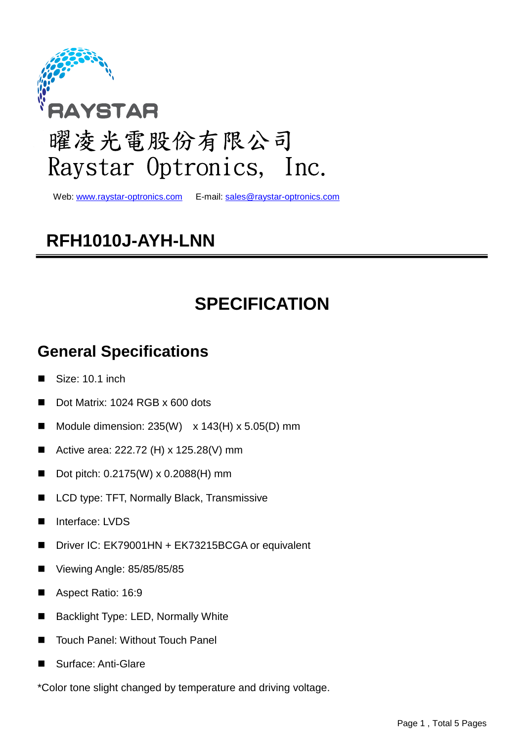RAYSTAR

曜凌光電股份有限公司
Raystar Optronics, Inc.

Web: www.raystar-optronics.com E-mail: sales@raystar-optronics.com

# RFH1010J-AYH-LNN

# SPECIFICATION

## General Specifications

- Size: 10.1 inch
- Dot Matrix: 1024 RGB x 600 dots
- Module dimension: 235(W) x 143(H) x 5.05(D) mm
- Active area: 222.72 (H) x 125.28(V) mm
- Dot pitch: 0.2175(W) x 0.2088(H) mm
- LCD type: TFT, Normally Black, Transmissive
- Interface: LVDS
- Driver IC: EK79001HN + EK73215BCGA or equivalent
- Viewing Angle: 85/85/85/85
- Aspect Ratio: 16:9
- Backlight Type: LED, Normally White
- Touch Panel: Without Touch Panel
- Surface: Anti-Glare

*Color tone slight changed by temperature and driving voltage.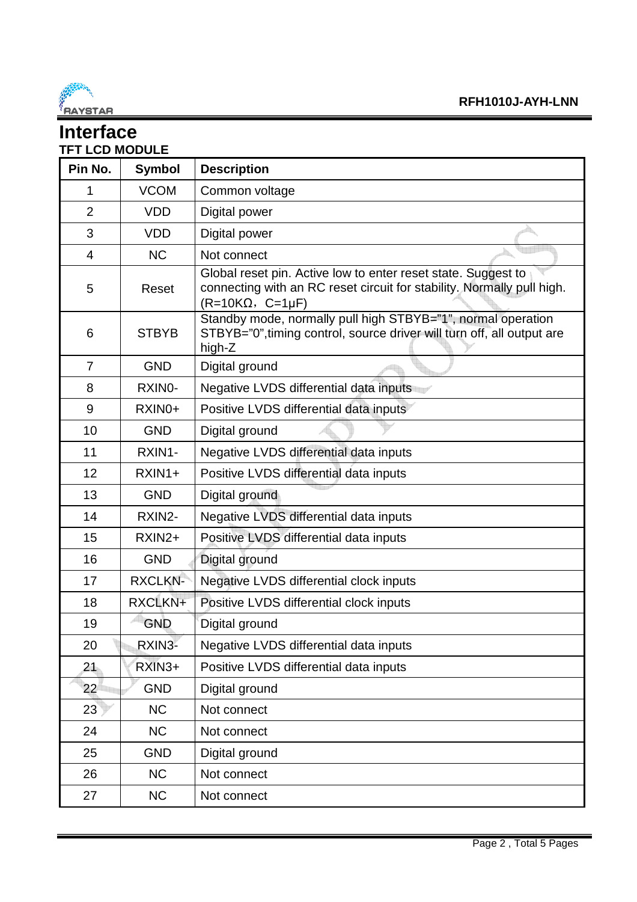# Interface

### TFT LCD MODULE

| Pin No. | Symbol | Description |
|---|---|---|
| 1 | VCOM | Common voltage |
| 2 | VDD | Digital power |
| 3 | VDD | Digital power |
| 4 | NC | Not connect |
| 5 | Reset | Global reset pin. Active low to enter reset state. Suggest to connecting with an RC reset circuit for stability. Normally pull high. (R=10KΩ， C=1μF) |
| 6 | STBYB | Standby mode, normally pull high STBYB="1", normal operation STBYB="0",timing control, source driver will turn off, all output are high-Z |
| 7 | GND | Digital ground |
| 8 | RXIN0- | Negative LVDS differential data inputs |
| 9 | RXIN0+ | Positive LVDS differential data inputs |
| 10 | GND | Digital ground |
| 11 | RXIN1- | Negative LVDS differential data inputs |
| 12 | RXIN1+ | Positive LVDS differential data inputs |
| 13 | GND | Digital ground |
| 14 | RXIN2- | Negative LVDS differential data inputs |
| 15 | RXIN2+ | Positive LVDS differential data inputs |
| 16 | GND | Digital ground |
| 17 | RXCLKN- | Negative LVDS differential clock inputs |
| 18 | RXCLKN+ | Positive LVDS differential clock inputs |
| 19 | GND | Digital ground |
| 20 | RXIN3- | Negative LVDS differential data inputs |
| 21 | RXIN3+ | Positive LVDS differential data inputs |
| 22 | GND | Digital ground |
| 23 | NC | Not connect |
| 24 | NC | Not connect |
| 25 | GND | Digital ground |
| 26 | NC | Not connect |
| 27 | NC | Not connect |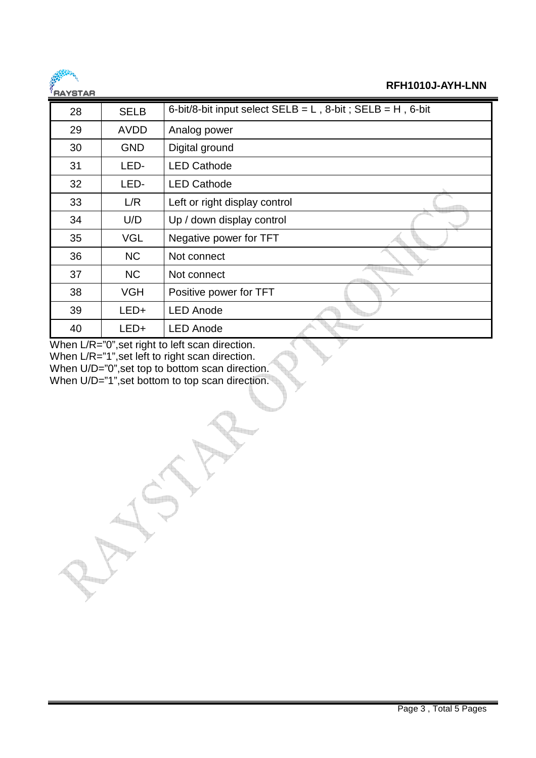| 28 | SELB | 6-bit/8-bit input select SELB = L , 8-bit ; SELB = H , 6-bit |
|---|---|---|
| 29 | AVDD | Analog power |
| 30 | GND | Digital ground |
| 31 | LED- | LED Cathode |
| 32 | LED- | LED Cathode |
| 33 | L/R | Left or right display control |
| 34 | U/D | Up / down display control |
| 35 | VGL | Negative power for TFT |
| 36 | NC | Not connect |
| 37 | NC | Not connect |
| 38 | VGH | Positive power for TFT |
| 39 | LED+ | LED Anode |
| 40 | LED+ | LED Anode |

When L/R="0",set right to left scan direction.
When L/R="1",set left to right scan direction.
When U/D="0",set top to bottom scan direction.
When U/D="1",set bottom to top scan direction.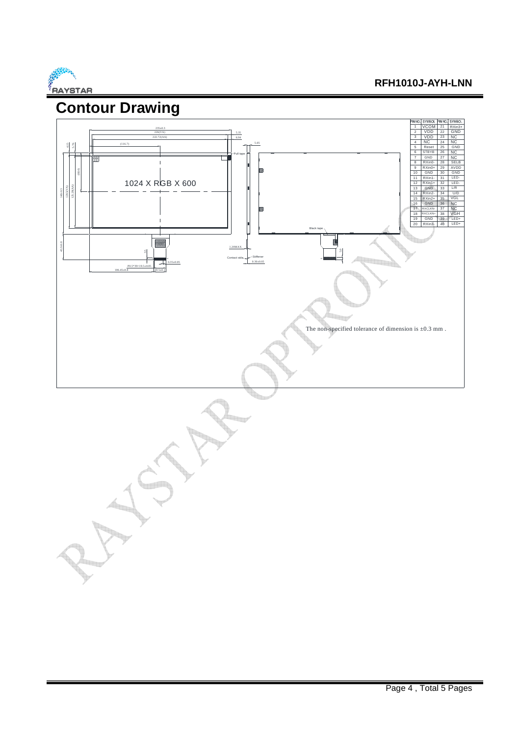# Contour Drawing

| PIN NO. | SYMBOL | PIN NO. | SYMBOL |
|---|---|---|---|
| 1 | VCOM | 21 | RXin3+ |
| 2 | VDD | 22 | GND |
| 3 | VDD | 23 | NC |
| 4 | NC | 24 | NC |
| 5 | Reset | 25 | GND |
| 6 | STBYB | 26 | NC |
| 7 | GND | 27 | NC |
| 8 | RXin0- | 28 | SELB |
| 9 | RXin0+ | 29 | AVDD |
| 10 | GND | 30 | GND |
| 11 | RXin1- | 31 | LED- |
| 12 | RXin1+ | 32 | LED- |
| 13 | GND | 33 | L/R |
| 14 | RXin2- | 34 | U/D |
| 15 | RXin2+ | 35 | VGL |
| 16 | GND | 36 | NC |
| 17 | RXCLKN- | 37 | NC |
| 18 | RXCLKN+ | 38 | VGH |
| 19 | GND | 39 | LED+ |
| 20 | RXin3- | 40 | LED+ |

The non-specified tolerance of dimension is ±0.3 mm .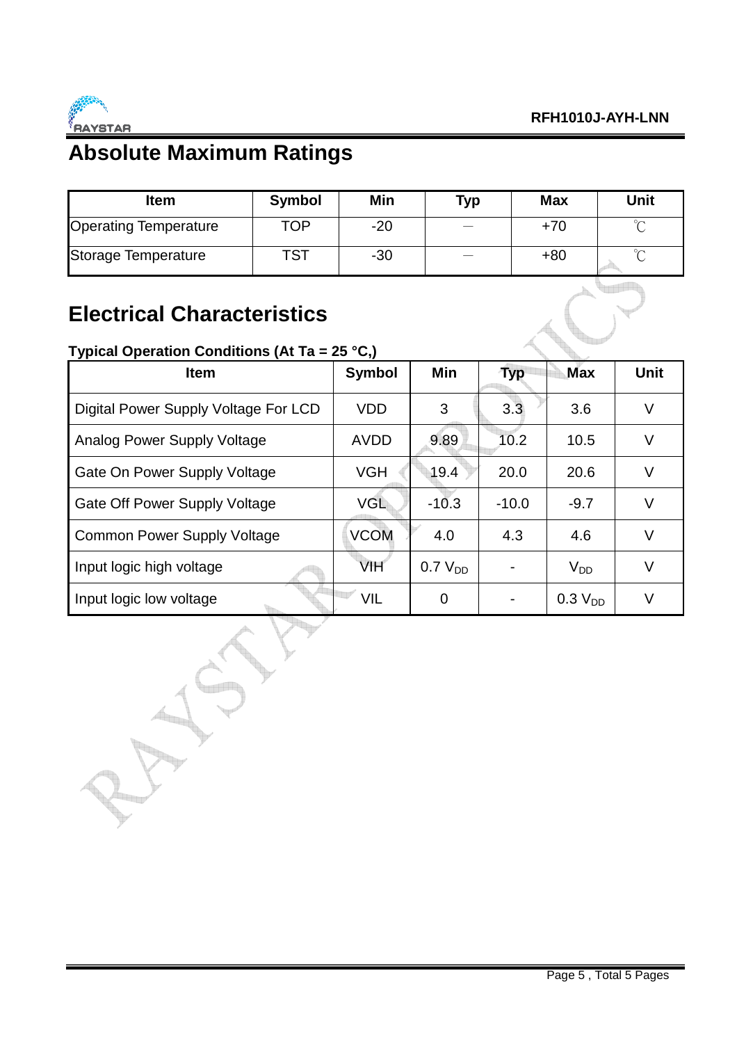# Absolute Maximum Ratings

| Item | Symbol | Min | Typ | Max | Unit |
|---|---|---|---|---|---|
| Operating Temperature | TOP | -20 | — | +70 | ℃ |
| Storage Temperature | TST | -30 | — | +80 | ℃ |

# Electrical Characteristics

**Typical Operation Conditions (At Ta = 25 °C,)**

| Item | Symbol | Min | Typ | Max | Unit |
|---|---|---|---|---|---|
| Digital Power Supply Voltage For LCD | VDD | 3 | 3.3 | 3.6 | V |
| Analog Power Supply Voltage | AVDD | 9.89 | 10.2 | 10.5 | V |
| Gate On Power Supply Voltage | VGH | 19.4 | 20.0 | 20.6 | V |
| Gate Off Power Supply Voltage | VGL | -10.3 | -10.0 | -9.7 | V |
| Common Power Supply Voltage | VCOM | 4.0 | 4.3 | 4.6 | V |
| Input logic high voltage | VIH | 0.7 $V_{DD}$ | - | $V_{DD}$ | V |
| Input logic low voltage | VIL | 0 | - | 0.3 $V_{DD}$ | V |